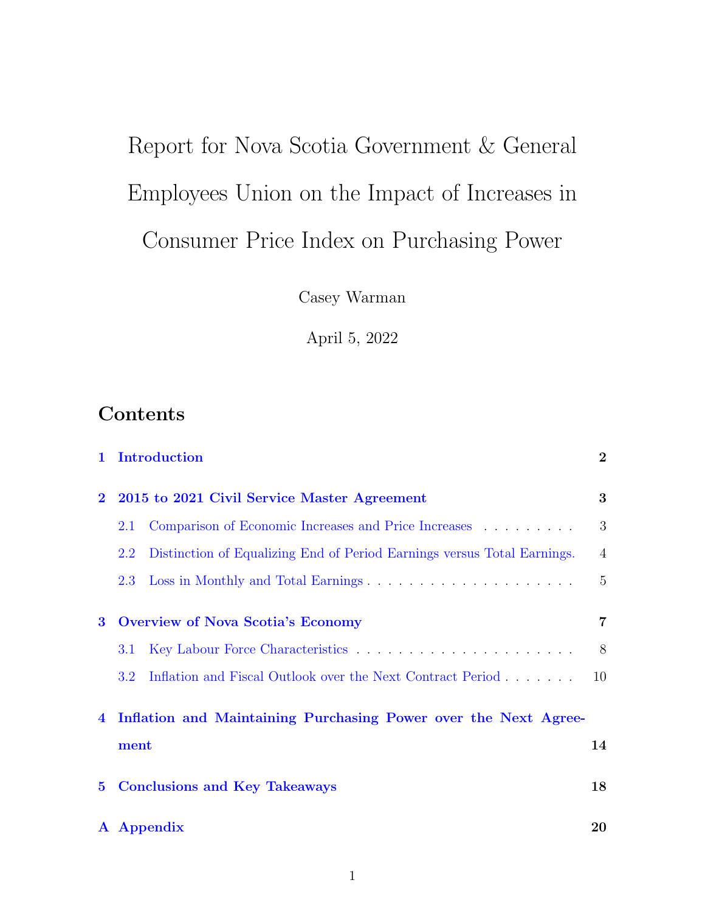# Report for Nova Scotia Government & General Employees Union on the Impact of Increases in Consumer Price Index on Purchasing Power

Casey Warman

April 5, 2022

## Contents

- **1 Introduction** — 2
- **2 2015 to 2021 Civil Service Master Agreement** — 3
  - 2.1 Comparison of Economic Increases and Price Increases — 3
  - 2.2 Distinction of Equalizing End of Period Earnings versus Total Earnings. — 4
  - 2.3 Loss in Monthly and Total Earnings — 5
- **3 Overview of Nova Scotia's Economy** — 7
  - 3.1 Key Labour Force Characteristics — 8
  - 3.2 Inflation and Fiscal Outlook over the Next Contract Period — 10
- **4 Inflation and Maintaining Purchasing Power over the Next Agreement** — 14
- **5 Conclusions and Key Takeaways** — 18
- **A Appendix** — 20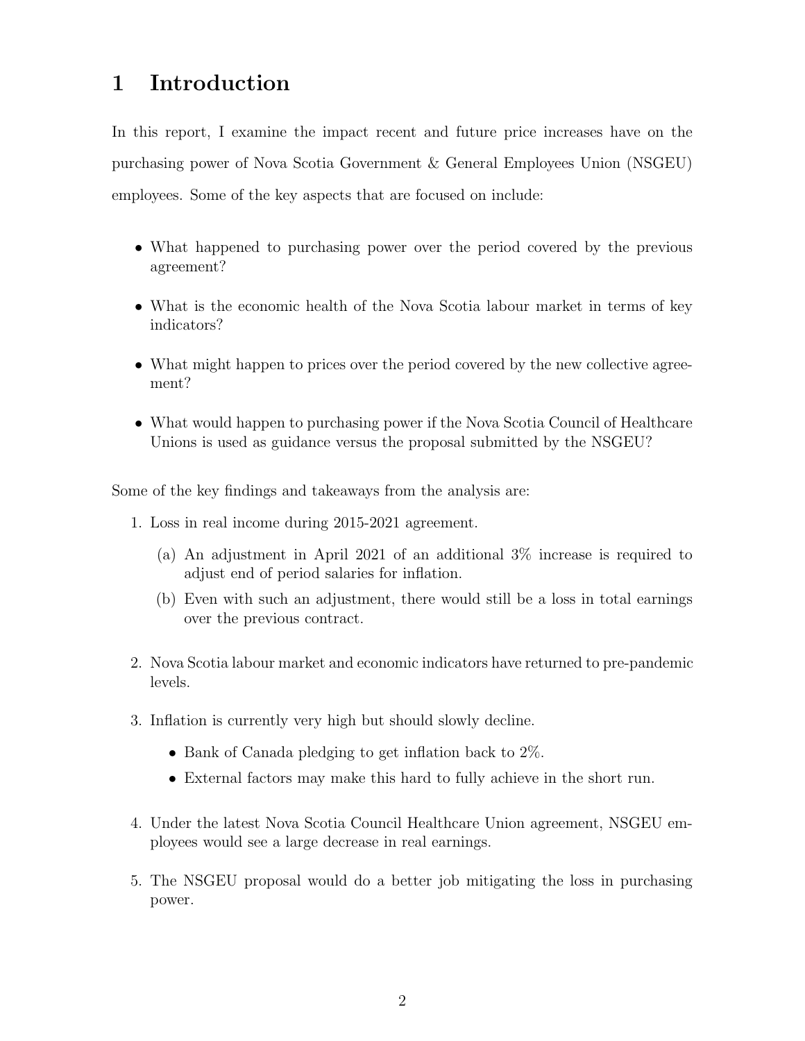# 1 Introduction

In this report, I examine the impact recent and future price increases have on the purchasing power of Nova Scotia Government & General Employees Union (NSGEU) employees. Some of the key aspects that are focused on include:

- What happened to purchasing power over the period covered by the previous agreement?
- What is the economic health of the Nova Scotia labour market in terms of key indicators?
- What might happen to prices over the period covered by the new collective agreement?
- What would happen to purchasing power if the Nova Scotia Council of Healthcare Unions is used as guidance versus the proposal submitted by the NSGEU?

Some of the key findings and takeaways from the analysis are:

1. Loss in real income during 2015-2021 agreement.
   (a) An adjustment in April 2021 of an additional 3% increase is required to adjust end of period salaries for inflation.
   (b) Even with such an adjustment, there would still be a loss in total earnings over the previous contract.
2. Nova Scotia labour market and economic indicators have returned to pre-pandemic levels.
3. Inflation is currently very high but should slowly decline.
   - Bank of Canada pledging to get inflation back to 2%.
   - External factors may make this hard to fully achieve in the short run.
4. Under the latest Nova Scotia Council Healthcare Union agreement, NSGEU employees would see a large decrease in real earnings.
5. The NSGEU proposal would do a better job mitigating the loss in purchasing power.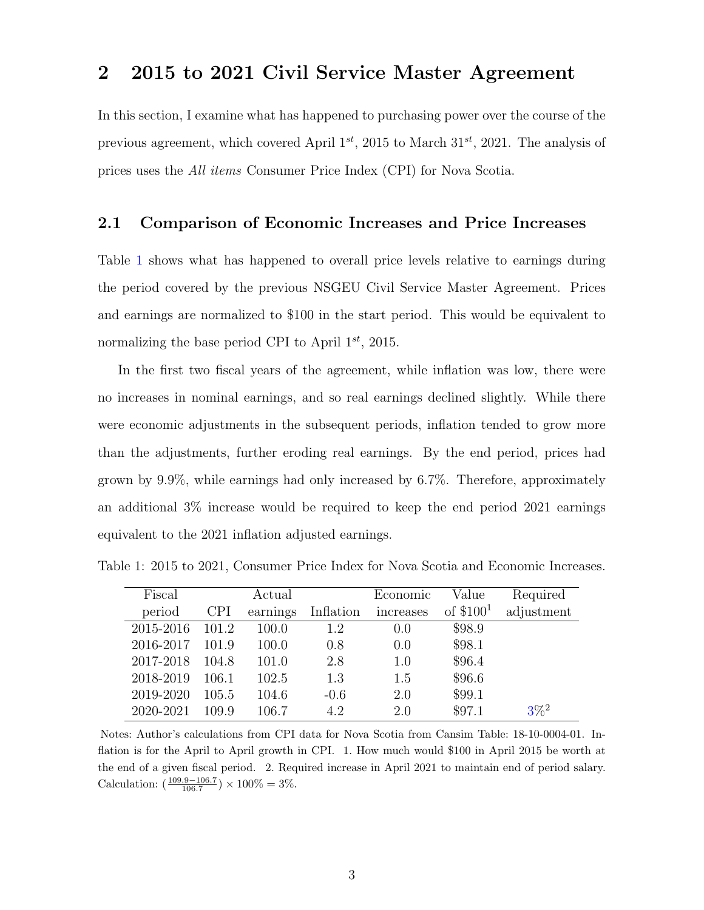## 2 2015 to 2021 Civil Service Master Agreement

In this section, I examine what has happened to purchasing power over the course of the previous agreement, which covered April 1$^{st}$, 2015 to March 31$^{st}$, 2021. The analysis of prices uses the *All items* Consumer Price Index (CPI) for Nova Scotia.

### 2.1 Comparison of Economic Increases and Price Increases

Table 1 shows what has happened to overall price levels relative to earnings during the period covered by the previous NSGEU Civil Service Master Agreement. Prices and earnings are normalized to $100 in the start period. This would be equivalent to normalizing the base period CPI to April 1$^{st}$, 2015.

In the first two fiscal years of the agreement, while inflation was low, there were no increases in nominal earnings, and so real earnings declined slightly. While there were economic adjustments in the subsequent periods, inflation tended to grow more than the adjustments, further eroding real earnings. By the end period, prices had grown by 9.9%, while earnings had only increased by 6.7%. Therefore, approximately an additional 3% increase would be required to keep the end period 2021 earnings equivalent to the 2021 inflation adjusted earnings.

Table 1: 2015 to 2021, Consumer Price Index for Nova Scotia and Economic Increases.

| Fiscal period | CPI | Actual earnings | Inflation | Economic increases | Value of $100[1] | Required adjustment |
|---|---|---|---|---|---|---|
| 2015-2016 | 101.2 | 100.0 | 1.2 | 0.0 | $98.9 | |
| 2016-2017 | 101.9 | 100.0 | 0.8 | 0.0 | $98.1 | |
| 2017-2018 | 104.8 | 101.0 | 2.8 | 1.0 | $96.4 | |
| 2018-2019 | 106.1 | 102.5 | 1.3 | 1.5 | $96.6 | |
| 2019-2020 | 105.5 | 104.6 | -0.6 | 2.0 | $99.1 | |
| 2020-2021 | 109.9 | 106.7 | 4.2 | 2.0 | $97.1 | 3%[2] |

Notes: Author's calculations from CPI data for Nova Scotia from Cansim Table: 18-10-0004-01. Inflation is for the April to April growth in CPI. 1. How much would $100 in April 2015 be worth at the end of a given fiscal period. 2. Required increase in April 2021 to maintain end of period salary. Calculation: $(\frac{109.9-106.7}{106.7}) \times 100\% = 3\%$.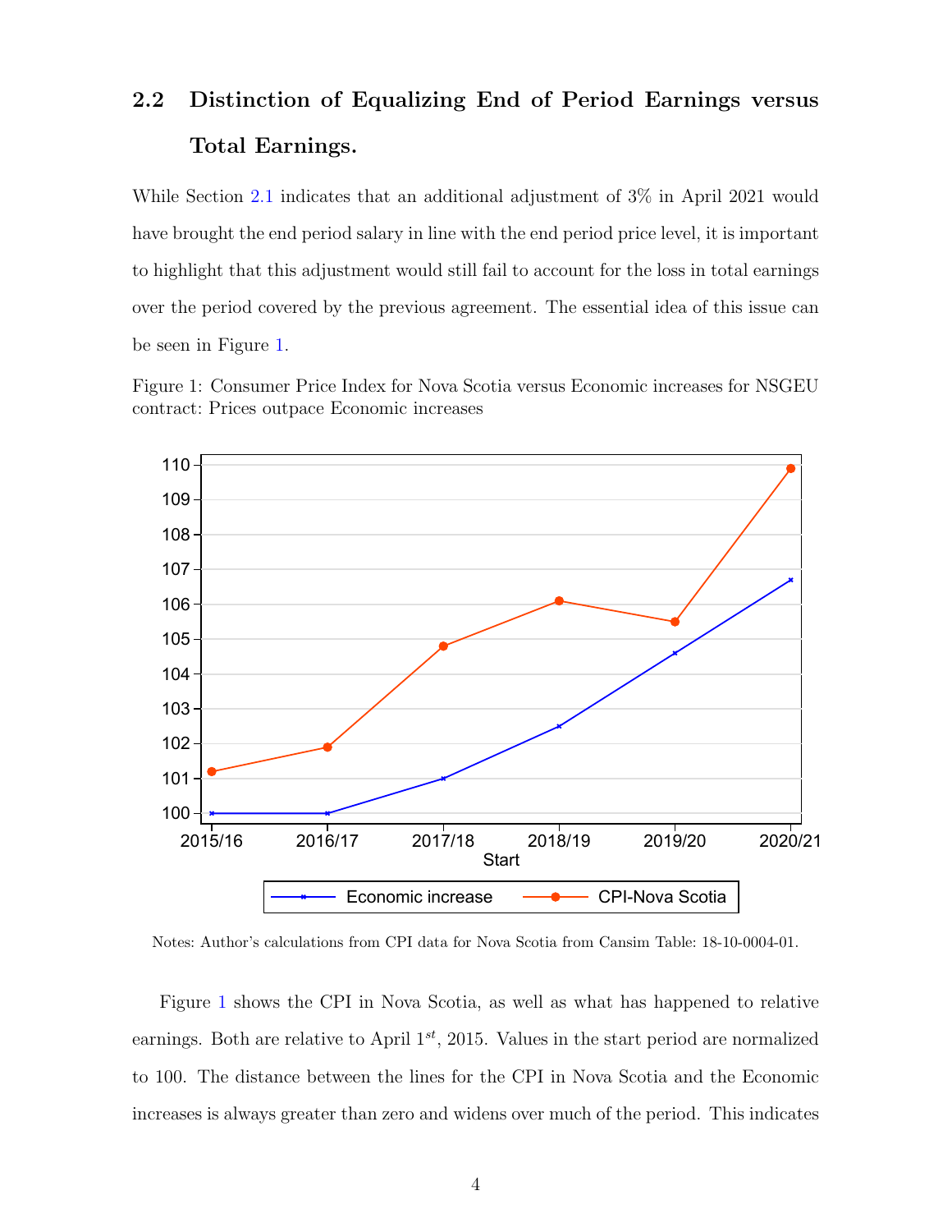## 2.2 Distinction of Equalizing End of Period Earnings versus Total Earnings.

While Section 2.1 indicates that an additional adjustment of 3% in April 2021 would have brought the end period salary in line with the end period price level, it is important to highlight that this adjustment would still fail to account for the loss in total earnings over the period covered by the previous agreement. The essential idea of this issue can be seen in Figure 1.

Figure 1: Consumer Price Index for Nova Scotia versus Economic increases for NSGEU contract: Prices outpace Economic increases

Notes: Author's calculations from CPI data for Nova Scotia from Cansim Table: 18-10-0004-01.

Figure 1 shows the CPI in Nova Scotia, as well as what has happened to relative earnings. Both are relative to April 1$^{st}$, 2015. Values in the start period are normalized to 100. The distance between the lines for the CPI in Nova Scotia and the Economic increases is always greater than zero and widens over much of the period. This indicates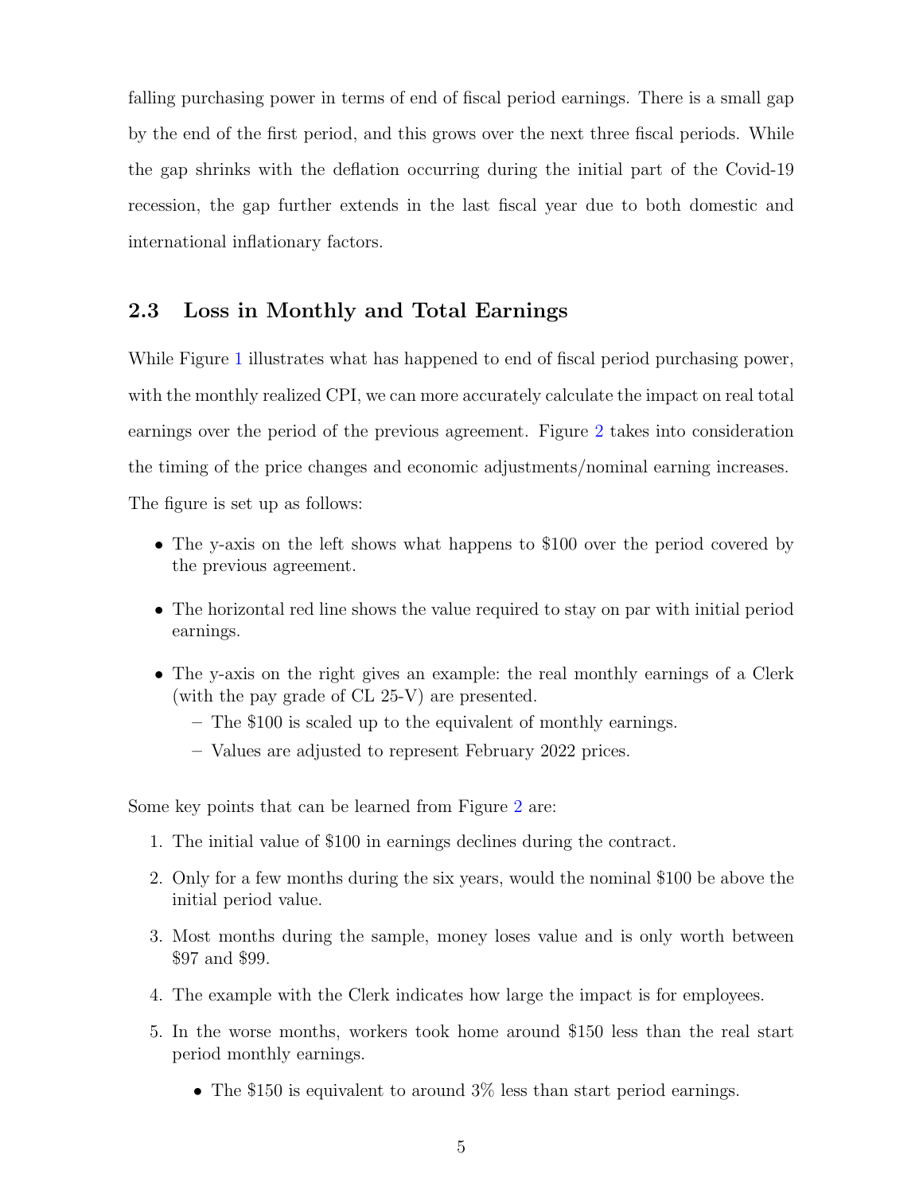falling purchasing power in terms of end of fiscal period earnings. There is a small gap by the end of the first period, and this grows over the next three fiscal periods. While the gap shrinks with the deflation occurring during the initial part of the Covid-19 recession, the gap further extends in the last fiscal year due to both domestic and international inflationary factors.

## 2.3 Loss in Monthly and Total Earnings

While Figure 1 illustrates what has happened to end of fiscal period purchasing power, with the monthly realized CPI, we can more accurately calculate the impact on real total earnings over the period of the previous agreement. Figure 2 takes into consideration the timing of the price changes and economic adjustments/nominal earning increases. The figure is set up as follows:

- The y-axis on the left shows what happens to $100 over the period covered by the previous agreement.
- The horizontal red line shows the value required to stay on par with initial period earnings.
- The y-axis on the right gives an example: the real monthly earnings of a Clerk (with the pay grade of CL 25-V) are presented.
  - The $100 is scaled up to the equivalent of monthly earnings.
  - Values are adjusted to represent February 2022 prices.

Some key points that can be learned from Figure 2 are:

1. The initial value of $100 in earnings declines during the contract.
2. Only for a few months during the six years, would the nominal $100 be above the initial period value.
3. Most months during the sample, money loses value and is only worth between $97 and $99.
4. The example with the Clerk indicates how large the impact is for employees.
5. In the worse months, workers took home around $150 less than the real start period monthly earnings.
   - The $150 is equivalent to around 3% less than start period earnings.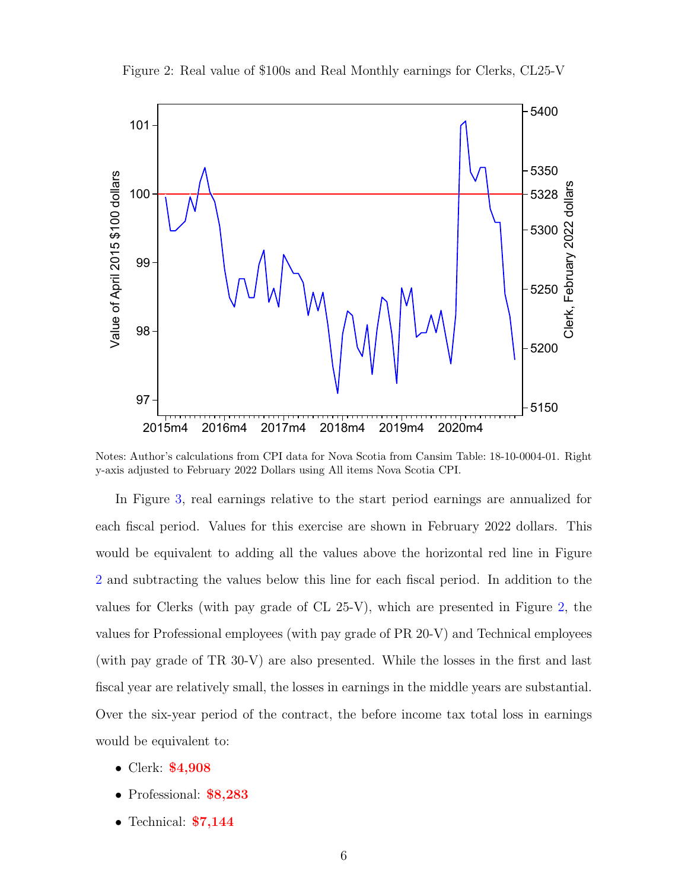Figure 2: Real value of $100s and Real Monthly earnings for Clerks, CL25-V

Notes: Author's calculations from CPI data for Nova Scotia from Cansim Table: 18-10-0004-01. Right y-axis adjusted to February 2022 Dollars using All items Nova Scotia CPI.

In Figure 3, real earnings relative to the start period earnings are annualized for each fiscal period. Values for this exercise are shown in February 2022 dollars. This would be equivalent to adding all the values above the horizontal red line in Figure 2 and subtracting the values below this line for each fiscal period. In addition to the values for Clerks (with pay grade of CL 25-V), which are presented in Figure 2, the values for Professional employees (with pay grade of PR 20-V) and Technical employees (with pay grade of TR 30-V) are also presented. While the losses in the first and last fiscal year are relatively small, the losses in earnings in the middle years are substantial. Over the six-year period of the contract, the before income tax total loss in earnings would be equivalent to:

- Clerk: **$4,908**
- Professional: **$8,283**
- Technical: **$7,144**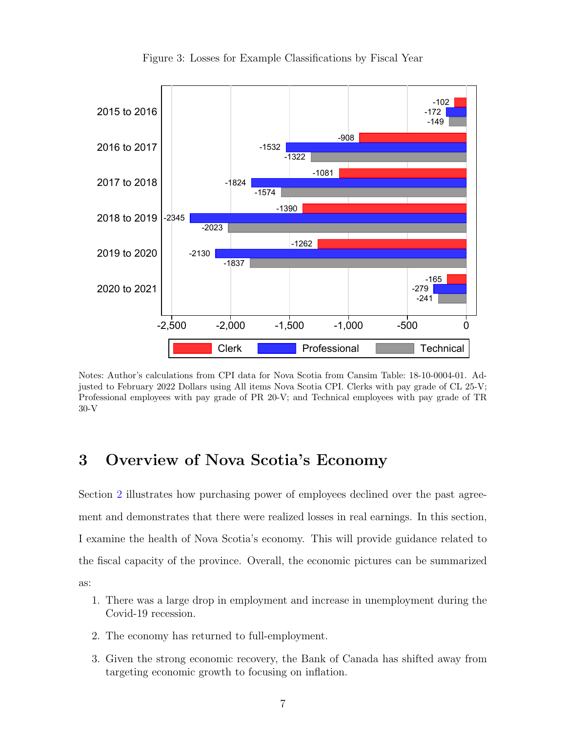Figure 3: Losses for Example Classifications by Fiscal Year

| Fiscal Year | Clerk | Professional | Technical |
|---|---|---|---|
| 2015 to 2016 | -102 | -172 | -149 |
| 2016 to 2017 | -908 | -1532 | -1322 |
| 2017 to 2018 | -1081 | -1824 | -1574 |
| 2018 to 2019 | -1390 | -2345 | -2023 |
| 2019 to 2020 | -1262 | -2130 | -1837 |
| 2020 to 2021 | -165 | -279 | -241 |

Notes: Author's calculations from CPI data for Nova Scotia from Cansim Table: 18-10-0004-01. Adjusted to February 2022 Dollars using All items Nova Scotia CPI. Clerks with pay grade of CL 25-V; Professional employees with pay grade of PR 20-V; and Technical employees with pay grade of TR 30-V

# 3 Overview of Nova Scotia's Economy

Section 2 illustrates how purchasing power of employees declined over the past agreement and demonstrates that there were realized losses in real earnings. In this section, I examine the health of Nova Scotia's economy. This will provide guidance related to the fiscal capacity of the province. Overall, the economic pictures can be summarized as:

1. There was a large drop in employment and increase in unemployment during the Covid-19 recession.
2. The economy has returned to full-employment.
3. Given the strong economic recovery, the Bank of Canada has shifted away from targeting economic growth to focusing on inflation.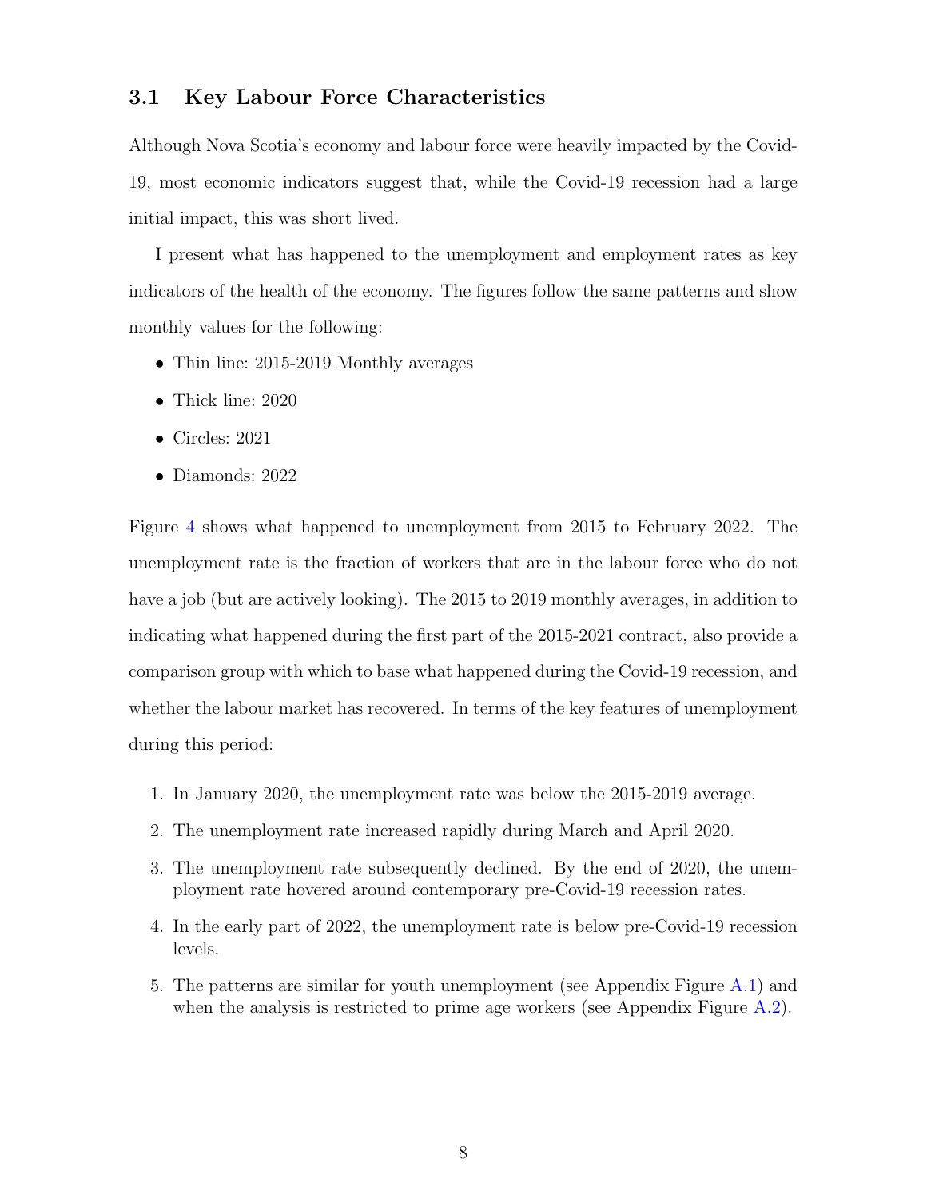### 3.1 Key Labour Force Characteristics

Although Nova Scotia's economy and labour force were heavily impacted by the Covid-19, most economic indicators suggest that, while the Covid-19 recession had a large initial impact, this was short lived.

I present what has happened to the unemployment and employment rates as key indicators of the health of the economy. The figures follow the same patterns and show monthly values for the following:

- Thin line: 2015-2019 Monthly averages
- Thick line: 2020
- Circles: 2021
- Diamonds: 2022

Figure 4 shows what happened to unemployment from 2015 to February 2022. The unemployment rate is the fraction of workers that are in the labour force who do not have a job (but are actively looking). The 2015 to 2019 monthly averages, in addition to indicating what happened during the first part of the 2015-2021 contract, also provide a comparison group with which to base what happened during the Covid-19 recession, and whether the labour market has recovered. In terms of the key features of unemployment during this period:

1. In January 2020, the unemployment rate was below the 2015-2019 average.
2. The unemployment rate increased rapidly during March and April 2020.
3. The unemployment rate subsequently declined. By the end of 2020, the unemployment rate hovered around contemporary pre-Covid-19 recession rates.
4. In the early part of 2022, the unemployment rate is below pre-Covid-19 recession levels.
5. The patterns are similar for youth unemployment (see Appendix Figure A.1) and when the analysis is restricted to prime age workers (see Appendix Figure A.2).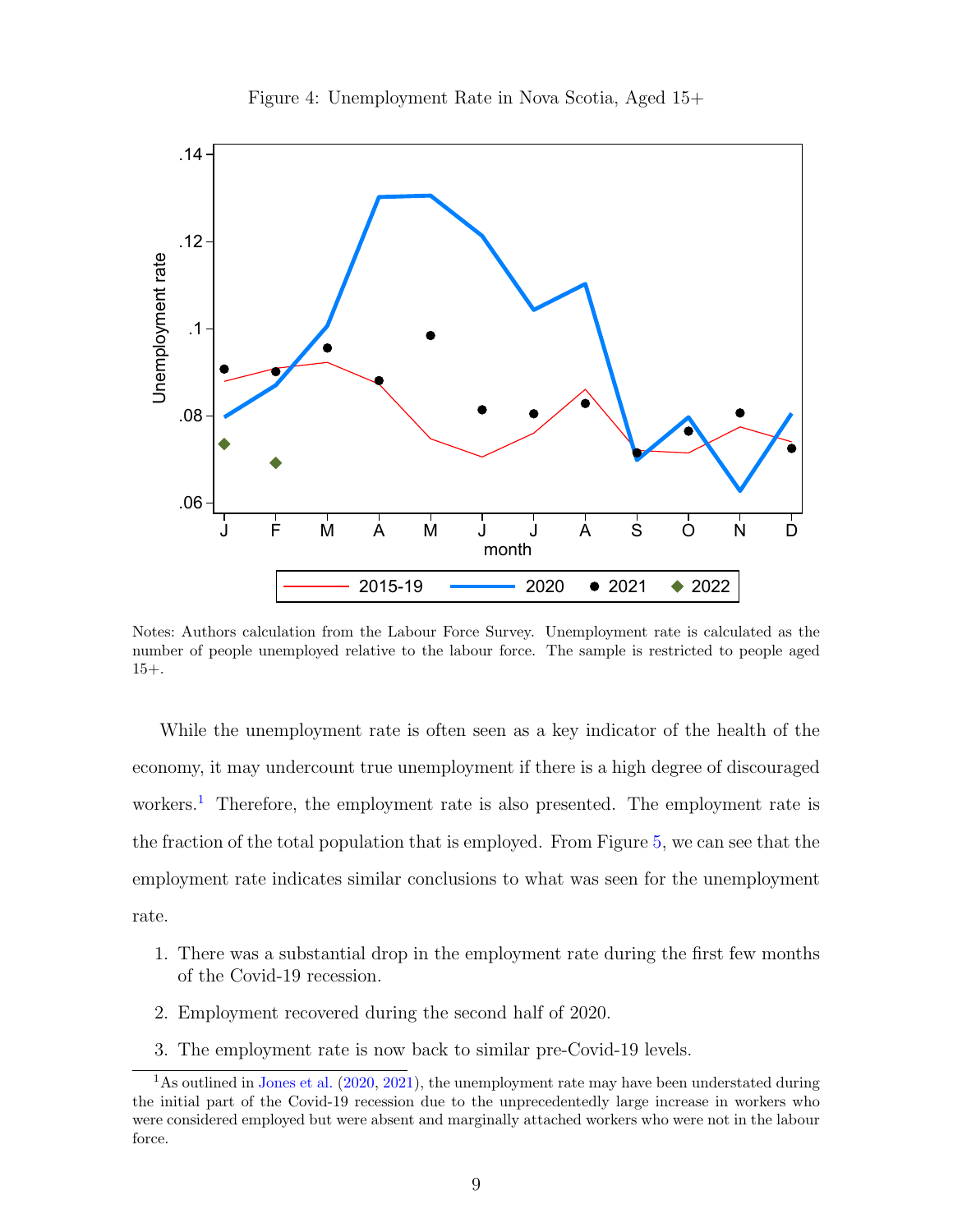Figure 4: Unemployment Rate in Nova Scotia, Aged 15+

Notes: Authors calculation from the Labour Force Survey. Unemployment rate is calculated as the number of people unemployed relative to the labour force. The sample is restricted to people aged 15+.

While the unemployment rate is often seen as a key indicator of the health of the economy, it may undercount true unemployment if there is a high degree of discouraged workers.[1] Therefore, the employment rate is also presented. The employment rate is the fraction of the total population that is employed. From Figure 5, we can see that the employment rate indicates similar conclusions to what was seen for the unemployment rate.

1. There was a substantial drop in the employment rate during the first few months of the Covid-19 recession.
2. Employment recovered during the second half of 2020.
3. The employment rate is now back to similar pre-Covid-19 levels.

[1] As outlined in Jones et al. (2020, 2021), the unemployment rate may have been understated during the initial part of the Covid-19 recession due to the unprecedentedly large increase in workers who were considered employed but were absent and marginally attached workers who were not in the labour force.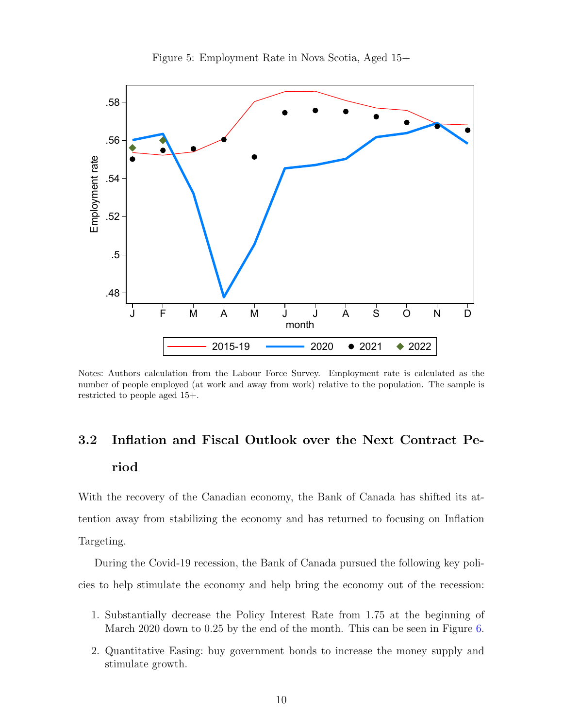Figure 5: Employment Rate in Nova Scotia, Aged 15+

Notes: Authors calculation from the Labour Force Survey. Employment rate is calculated as the number of people employed (at work and away from work) relative to the population. The sample is restricted to people aged 15+.

### 3.2 Inflation and Fiscal Outlook over the Next Contract Period

With the recovery of the Canadian economy, the Bank of Canada has shifted its attention away from stabilizing the economy and has returned to focusing on Inflation Targeting.

During the Covid-19 recession, the Bank of Canada pursued the following key policies to help stimulate the economy and help bring the economy out of the recession:

1. Substantially decrease the Policy Interest Rate from 1.75 at the beginning of March 2020 down to 0.25 by the end of the month. This can be seen in Figure 6.
2. Quantitative Easing: buy government bonds to increase the money supply and stimulate growth.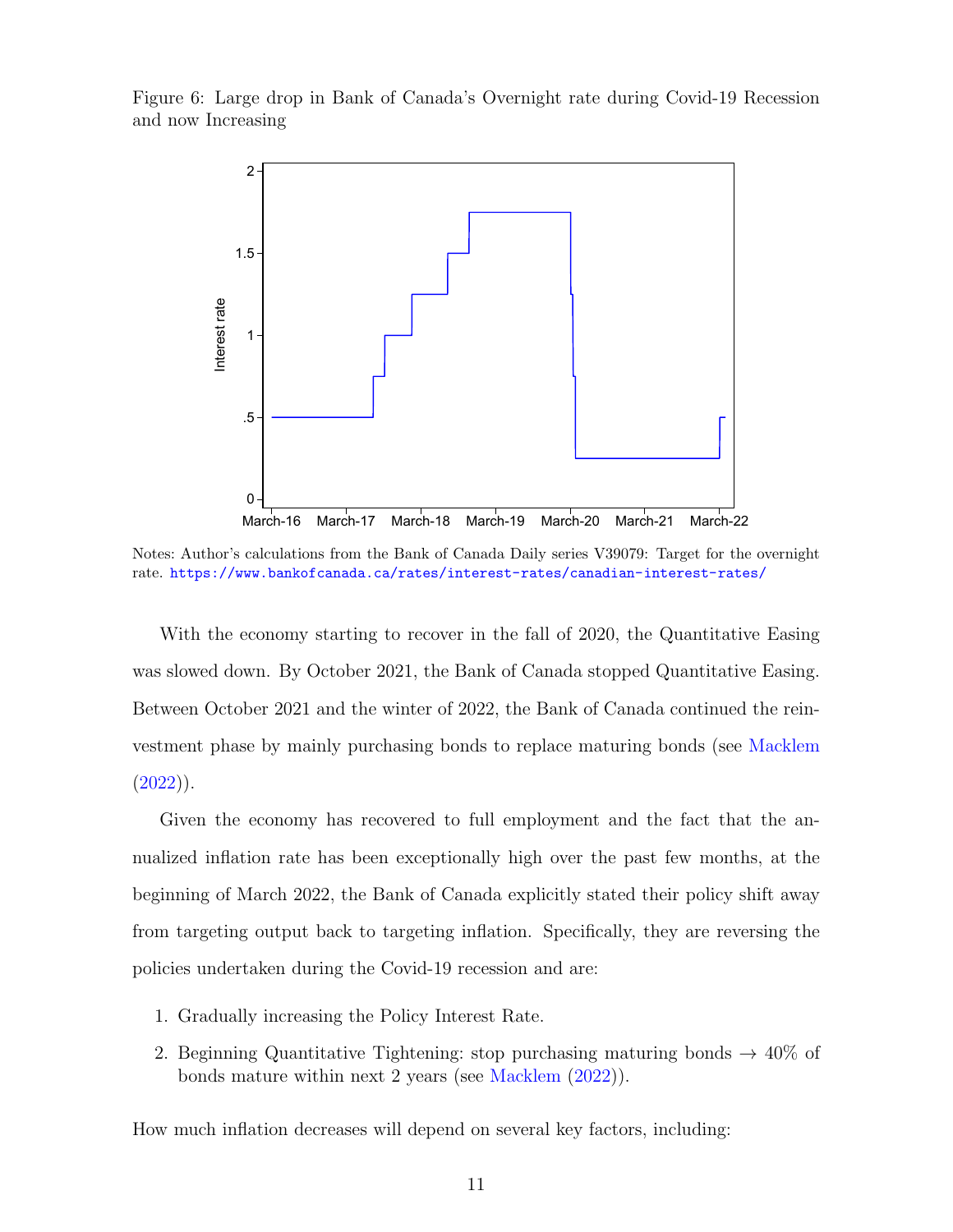Figure 6: Large drop in Bank of Canada's Overnight rate during Covid-19 Recession and now Increasing

Notes: Author's calculations from the Bank of Canada Daily series V39079: Target for the overnight rate. https://www.bankofcanada.ca/rates/interest-rates/canadian-interest-rates/

With the economy starting to recover in the fall of 2020, the Quantitative Easing was slowed down. By October 2021, the Bank of Canada stopped Quantitative Easing. Between October 2021 and the winter of 2022, the Bank of Canada continued the reinvestment phase by mainly purchasing bonds to replace maturing bonds (see Macklem (2022)).

Given the economy has recovered to full employment and the fact that the annualized inflation rate has been exceptionally high over the past few months, at the beginning of March 2022, the Bank of Canada explicitly stated their policy shift away from targeting output back to targeting inflation. Specifically, they are reversing the policies undertaken during the Covid-19 recession and are:

1. Gradually increasing the Policy Interest Rate.
2. Beginning Quantitative Tightening: stop purchasing maturing bonds → 40% of bonds mature within next 2 years (see Macklem (2022)).

How much inflation decreases will depend on several key factors, including: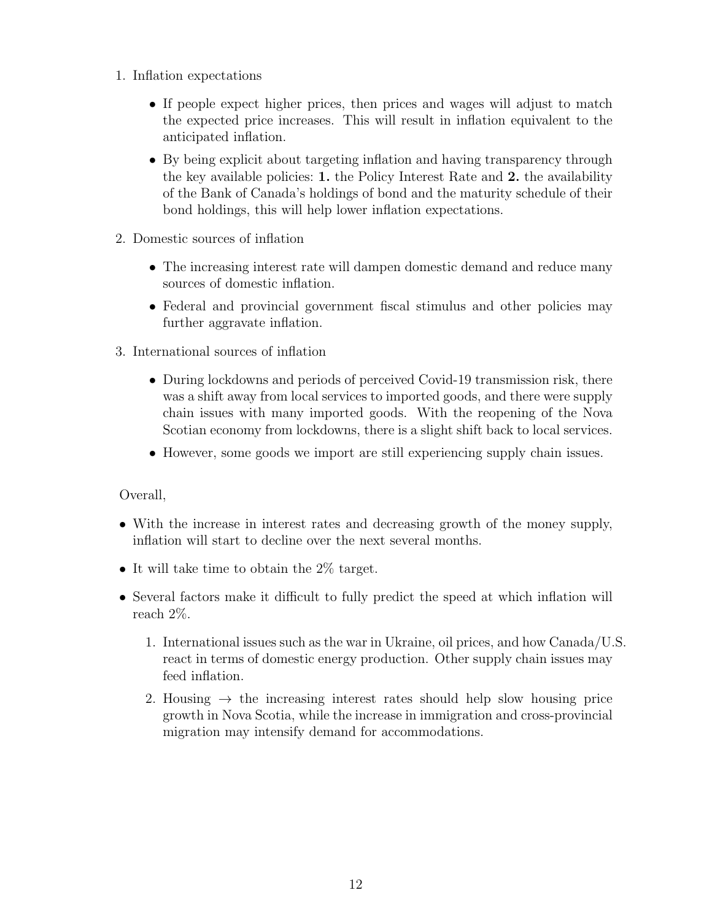1. Inflation expectations

    - If people expect higher prices, then prices and wages will adjust to match the expected price increases. This will result in inflation equivalent to the anticipated inflation.
    - By being explicit about targeting inflation and having transparency through the key available policies: **1.** the Policy Interest Rate and **2.** the availability of the Bank of Canada's holdings of bond and the maturity schedule of their bond holdings, this will help lower inflation expectations.

2. Domestic sources of inflation

    - The increasing interest rate will dampen domestic demand and reduce many sources of domestic inflation.
    - Federal and provincial government fiscal stimulus and other policies may further aggravate inflation.

3. International sources of inflation

    - During lockdowns and periods of perceived Covid-19 transmission risk, there was a shift away from local services to imported goods, and there were supply chain issues with many imported goods. With the reopening of the Nova Scotian economy from lockdowns, there is a slight shift back to local services.
    - However, some goods we import are still experiencing supply chain issues.

Overall,

- With the increase in interest rates and decreasing growth of the money supply, inflation will start to decline over the next several months.
- It will take time to obtain the 2% target.
- Several factors make it difficult to fully predict the speed at which inflation will reach 2%.
    1. International issues such as the war in Ukraine, oil prices, and how Canada/U.S. react in terms of domestic energy production. Other supply chain issues may feed inflation.
    2. Housing → the increasing interest rates should help slow housing price growth in Nova Scotia, while the increase in immigration and cross-provincial migration may intensify demand for accommodations.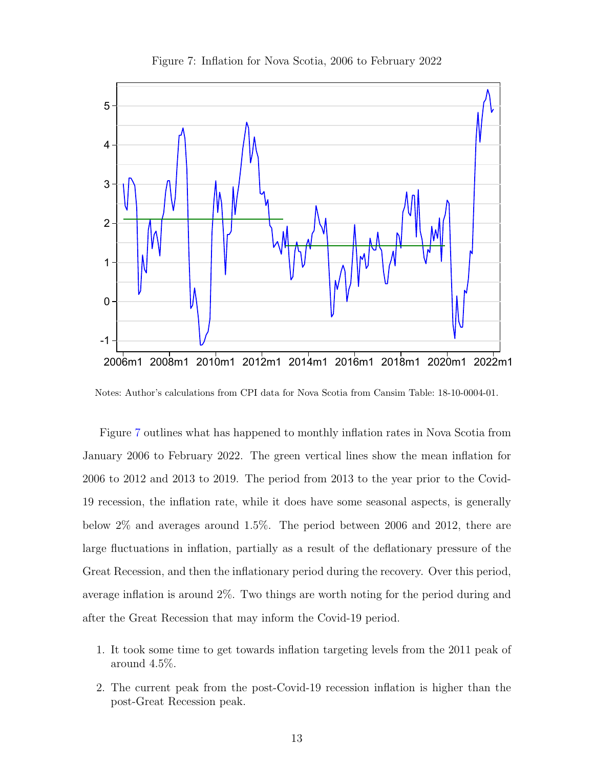Figure 7: Inflation for Nova Scotia, 2006 to February 2022

Notes: Author's calculations from CPI data for Nova Scotia from Cansim Table: 18-10-0004-01.

Figure 7 outlines what has happened to monthly inflation rates in Nova Scotia from January 2006 to February 2022. The green vertical lines show the mean inflation for 2006 to 2012 and 2013 to 2019. The period from 2013 to the year prior to the Covid-19 recession, the inflation rate, while it does have some seasonal aspects, is generally below 2% and averages around 1.5%. The period between 2006 and 2012, there are large fluctuations in inflation, partially as a result of the deflationary pressure of the Great Recession, and then the inflationary period during the recovery. Over this period, average inflation is around 2%. Two things are worth noting for the period during and after the Great Recession that may inform the Covid-19 period.

1. It took some time to get towards inflation targeting levels from the 2011 peak of around 4.5%.
2. The current peak from the post-Covid-19 recession inflation is higher than the post-Great Recession peak.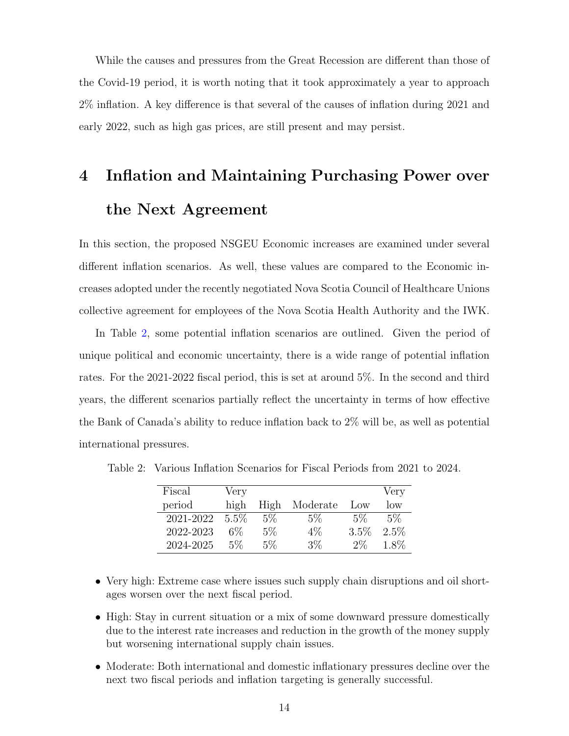While the causes and pressures from the Great Recession are different than those of the Covid-19 period, it is worth noting that it took approximately a year to approach 2% inflation. A key difference is that several of the causes of inflation during 2021 and early 2022, such as high gas prices, are still present and may persist.

# 4 Inflation and Maintaining Purchasing Power over the Next Agreement

In this section, the proposed NSGEU Economic increases are examined under several different inflation scenarios. As well, these values are compared to the Economic increases adopted under the recently negotiated Nova Scotia Council of Healthcare Unions collective agreement for employees of the Nova Scotia Health Authority and the IWK.

In Table 2, some potential inflation scenarios are outlined. Given the period of unique political and economic uncertainty, there is a wide range of potential inflation rates. For the 2021-2022 fiscal period, this is set at around 5%. In the second and third years, the different scenarios partially reflect the uncertainty in terms of how effective the Bank of Canada's ability to reduce inflation back to 2% will be, as well as potential international pressures.

Table 2: Various Inflation Scenarios for Fiscal Periods from 2021 to 2024.

| Fiscal period | Very high | High | Moderate | Low | Very low |
|---|---|---|---|---|---|
| 2021-2022 | 5.5% | 5% | 5% | 5% | 5% |
| 2022-2023 | 6% | 5% | 4% | 3.5% | 2.5% |
| 2024-2025 | 5% | 5% | 3% | 2% | 1.8% |

- Very high: Extreme case where issues such supply chain disruptions and oil shortages worsen over the next fiscal period.
- High: Stay in current situation or a mix of some downward pressure domestically due to the interest rate increases and reduction in the growth of the money supply but worsening international supply chain issues.
- Moderate: Both international and domestic inflationary pressures decline over the next two fiscal periods and inflation targeting is generally successful.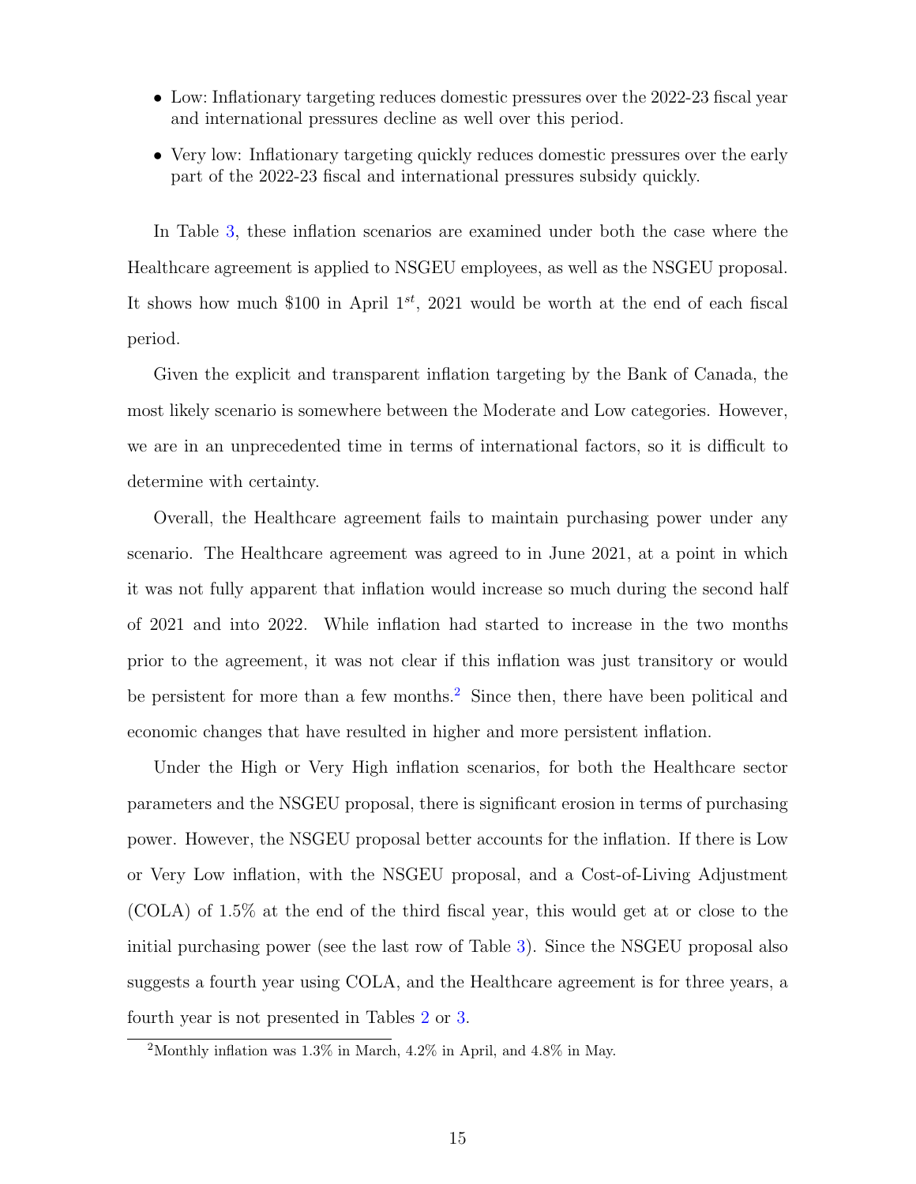- Low: Inflationary targeting reduces domestic pressures over the 2022-23 fiscal year and international pressures decline as well over this period.
- Very low: Inflationary targeting quickly reduces domestic pressures over the early part of the 2022-23 fiscal and international pressures subsidy quickly.

In Table 3, these inflation scenarios are examined under both the case where the Healthcare agreement is applied to NSGEU employees, as well as the NSGEU proposal. It shows how much \$100 in April $1^{st}$, 2021 would be worth at the end of each fiscal period.

Given the explicit and transparent inflation targeting by the Bank of Canada, the most likely scenario is somewhere between the Moderate and Low categories. However, we are in an unprecedented time in terms of international factors, so it is difficult to determine with certainty.

Overall, the Healthcare agreement fails to maintain purchasing power under any scenario. The Healthcare agreement was agreed to in June 2021, at a point in which it was not fully apparent that inflation would increase so much during the second half of 2021 and into 2022. While inflation had started to increase in the two months prior to the agreement, it was not clear if this inflation was just transitory or would be persistent for more than a few months.[2] Since then, there have been political and economic changes that have resulted in higher and more persistent inflation.

Under the High or Very High inflation scenarios, for both the Healthcare sector parameters and the NSGEU proposal, there is significant erosion in terms of purchasing power. However, the NSGEU proposal better accounts for the inflation. If there is Low or Very Low inflation, with the NSGEU proposal, and a Cost-of-Living Adjustment (COLA) of 1.5% at the end of the third fiscal year, this would get at or close to the initial purchasing power (see the last row of Table 3). Since the NSGEU proposal also suggests a fourth year using COLA, and the Healthcare agreement is for three years, a fourth year is not presented in Tables 2 or 3.

[2] Monthly inflation was 1.3% in March, 4.2% in April, and 4.8% in May.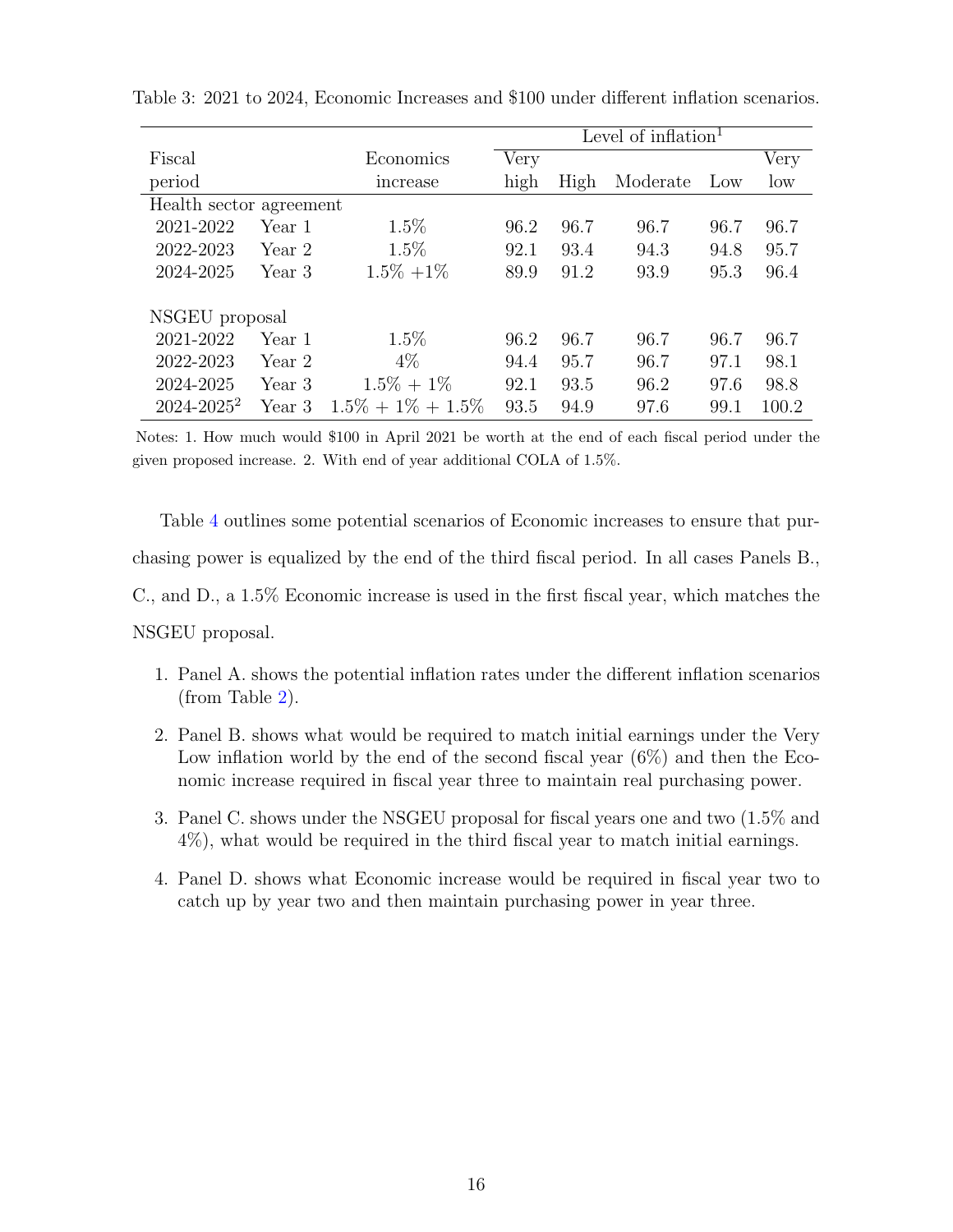Table 3: 2021 to 2024, Economic Increases and $100 under different inflation scenarios.

| Fiscal period | | Economics increase | Level of inflation[1] | | | | |
|---|---|---|---|---|---|---|---|
| | | | Very high | High | Moderate | Low | Very low |
| Health sector agreement | | | | | | | |
| 2021-2022 | Year 1 | 1.5% | 96.2 | 96.7 | 96.7 | 96.7 | 96.7 |
| 2022-2023 | Year 2 | 1.5% | 92.1 | 93.4 | 94.3 | 94.8 | 95.7 |
| 2024-2025 | Year 3 | 1.5% +1% | 89.9 | 91.2 | 93.9 | 95.3 | 96.4 |
| NSGEU proposal | | | | | | | |
| 2021-2022 | Year 1 | 1.5% | 96.2 | 96.7 | 96.7 | 96.7 | 96.7 |
| 2022-2023 | Year 2 | 4% | 94.4 | 95.7 | 96.7 | 97.1 | 98.1 |
| 2024-2025 | Year 3 | 1.5% + 1% | 92.1 | 93.5 | 96.2 | 97.6 | 98.8 |
| 2024-2025[2] | Year 3 | 1.5% + 1% + 1.5% | 93.5 | 94.9 | 97.6 | 99.1 | 100.2 |

Notes: 1. How much would $100 in April 2021 be worth at the end of each fiscal period under the given proposed increase. 2. With end of year additional COLA of 1.5%.

Table 4 outlines some potential scenarios of Economic increases to ensure that purchasing power is equalized by the end of the third fiscal period. In all cases Panels B., C., and D., a 1.5% Economic increase is used in the first fiscal year, which matches the NSGEU proposal.

1. Panel A. shows the potential inflation rates under the different inflation scenarios (from Table 2).
2. Panel B. shows what would be required to match initial earnings under the Very Low inflation world by the end of the second fiscal year (6%) and then the Economic increase required in fiscal year three to maintain real purchasing power.
3. Panel C. shows under the NSGEU proposal for fiscal years one and two (1.5% and 4%), what would be required in the third fiscal year to match initial earnings.
4. Panel D. shows what Economic increase would be required in fiscal year two to catch up by year two and then maintain purchasing power in year three.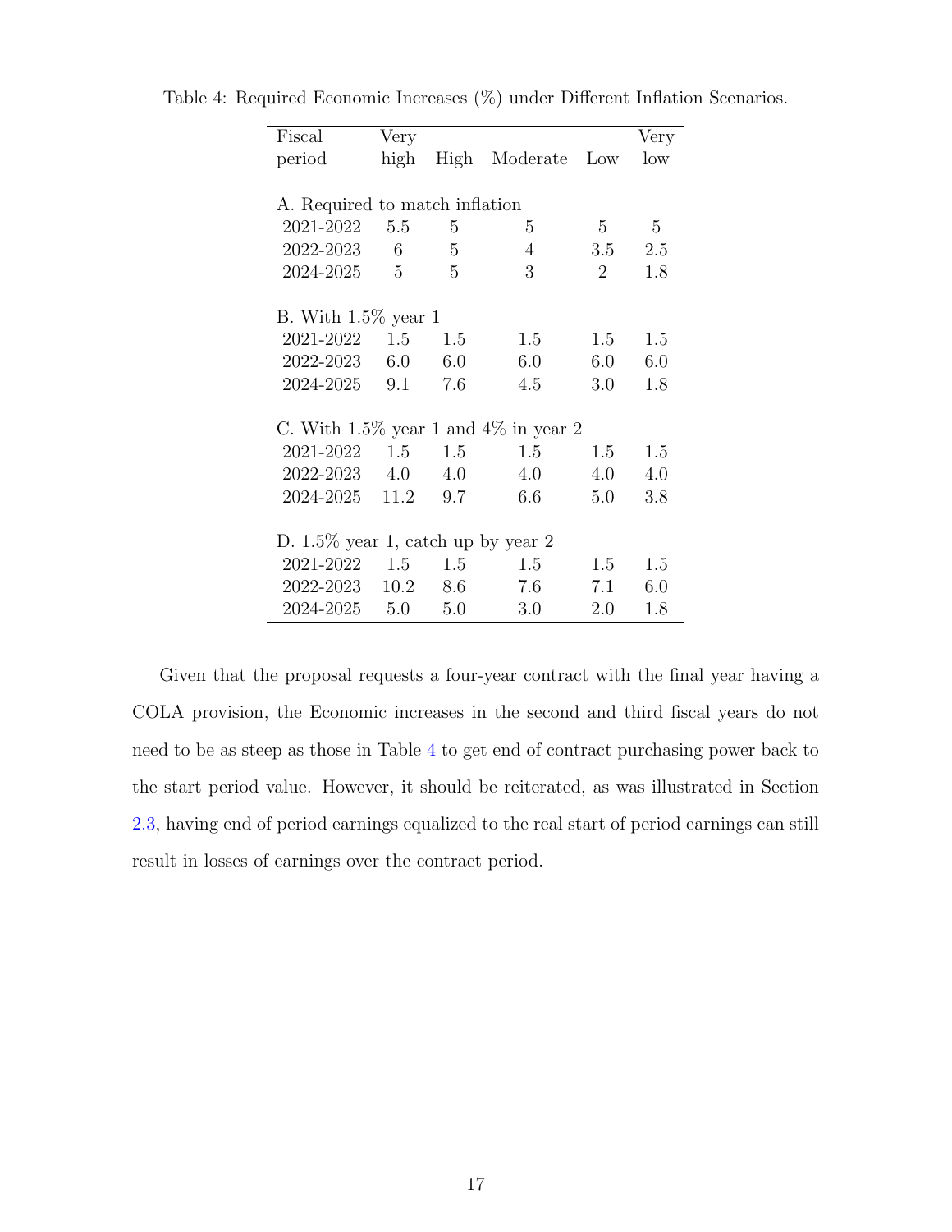Table 4: Required Economic Increases (%) under Different Inflation Scenarios.

| Fiscal period | Very high | High | Moderate | Low | Very low |
|---|---|---|---|---|---|
| A. Required to match inflation | | | | | |
| 2021-2022 | 5.5 | 5 | 5 | 5 | 5 |
| 2022-2023 | 6 | 5 | 4 | 3.5 | 2.5 |
| 2024-2025 | 5 | 5 | 3 | 2 | 1.8 |
| B. With 1.5% year 1 | | | | | |
| 2021-2022 | 1.5 | 1.5 | 1.5 | 1.5 | 1.5 |
| 2022-2023 | 6.0 | 6.0 | 6.0 | 6.0 | 6.0 |
| 2024-2025 | 9.1 | 7.6 | 4.5 | 3.0 | 1.8 |
| C. With 1.5% year 1 and 4% in year 2 | | | | | |
| 2021-2022 | 1.5 | 1.5 | 1.5 | 1.5 | 1.5 |
| 2022-2023 | 4.0 | 4.0 | 4.0 | 4.0 | 4.0 |
| 2024-2025 | 11.2 | 9.7 | 6.6 | 5.0 | 3.8 |
| D. 1.5% year 1, catch up by year 2 | | | | | |
| 2021-2022 | 1.5 | 1.5 | 1.5 | 1.5 | 1.5 |
| 2022-2023 | 10.2 | 8.6 | 7.6 | 7.1 | 6.0 |
| 2024-2025 | 5.0 | 5.0 | 3.0 | 2.0 | 1.8 |

Given that the proposal requests a four-year contract with the final year having a COLA provision, the Economic increases in the second and third fiscal years do not need to be as steep as those in Table 4 to get end of contract purchasing power back to the start period value. However, it should be reiterated, as was illustrated in Section 2.3, having end of period earnings equalized to the real start of period earnings can still result in losses of earnings over the contract period.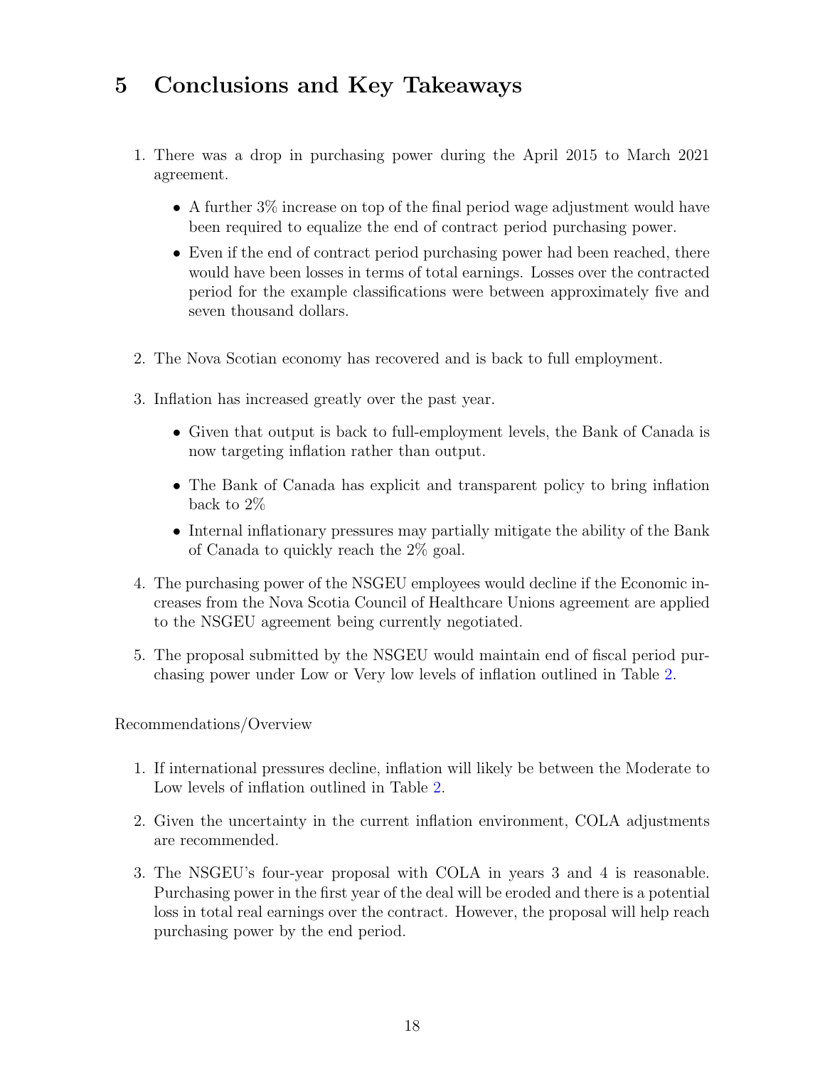# 5 Conclusions and Key Takeaways

1. There was a drop in purchasing power during the April 2015 to March 2021 agreement.
   - A further 3% increase on top of the final period wage adjustment would have been required to equalize the end of contract period purchasing power.
   - Even if the end of contract period purchasing power had been reached, there would have been losses in terms of total earnings. Losses over the contracted period for the example classifications were between approximately five and seven thousand dollars.
2. The Nova Scotian economy has recovered and is back to full employment.
3. Inflation has increased greatly over the past year.
   - Given that output is back to full-employment levels, the Bank of Canada is now targeting inflation rather than output.
   - The Bank of Canada has explicit and transparent policy to bring inflation back to 2%
   - Internal inflationary pressures may partially mitigate the ability of the Bank of Canada to quickly reach the 2% goal.
4. The purchasing power of the NSGEU employees would decline if the Economic increases from the Nova Scotia Council of Healthcare Unions agreement are applied to the NSGEU agreement being currently negotiated.
5. The proposal submitted by the NSGEU would maintain end of fiscal period purchasing power under Low or Very low levels of inflation outlined in Table 2.

Recommendations/Overview

1. If international pressures decline, inflation will likely be between the Moderate to Low levels of inflation outlined in Table 2.
2. Given the uncertainty in the current inflation environment, COLA adjustments are recommended.
3. The NSGEU's four-year proposal with COLA in years 3 and 4 is reasonable. Purchasing power in the first year of the deal will be eroded and there is a potential loss in total real earnings over the contract. However, the proposal will help reach purchasing power by the end period.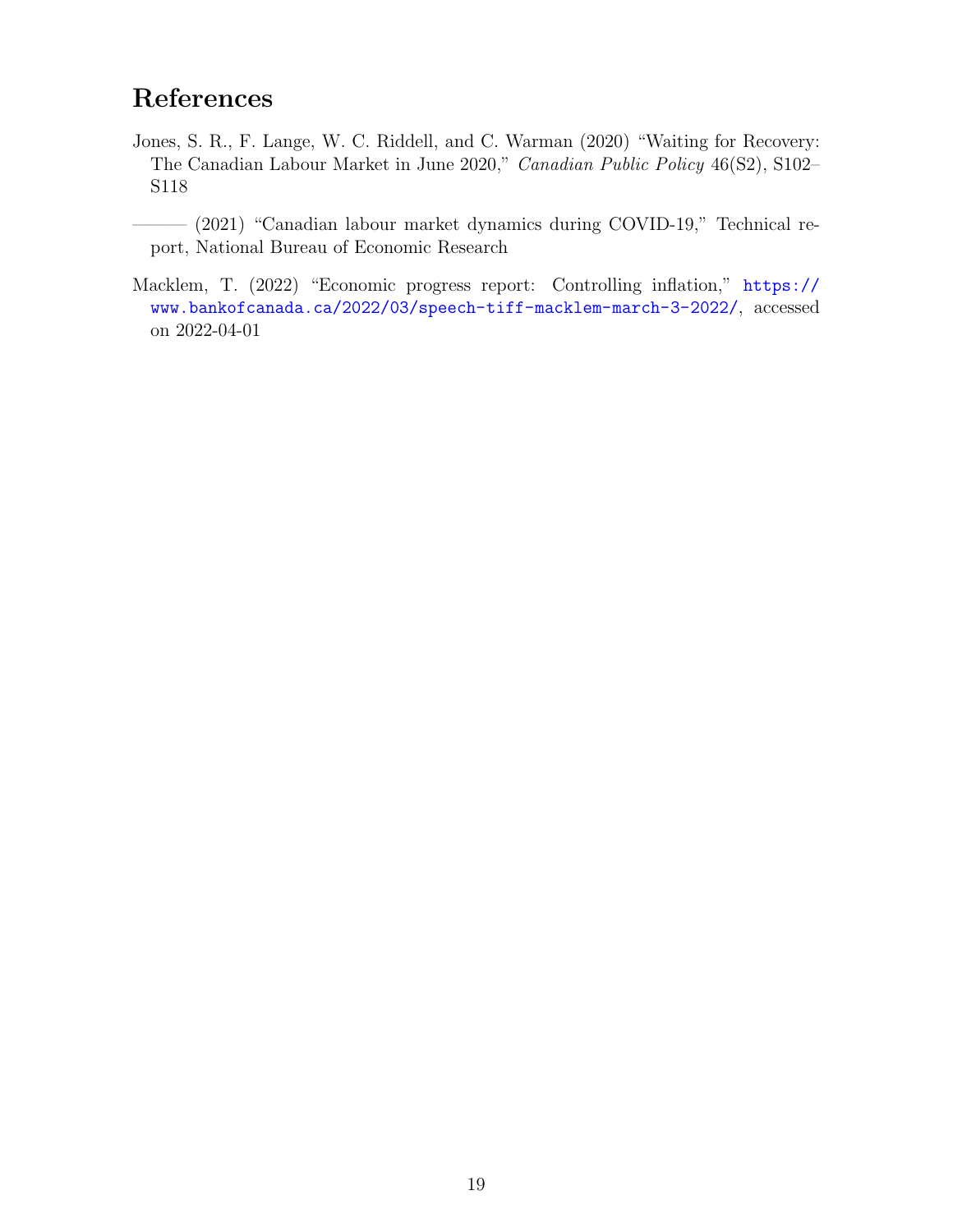# References

Jones, S. R., F. Lange, W. C. Riddell, and C. Warman (2020) "Waiting for Recovery: The Canadian Labour Market in June 2020," *Canadian Public Policy* 46(S2), S102–S118

——— (2021) "Canadian labour market dynamics during COVID-19," Technical report, National Bureau of Economic Research

Macklem, T. (2022) "Economic progress report: Controlling inflation," https://www.bankofcanada.ca/2022/03/speech-tiff-macklem-march-3-2022/, accessed on 2022-04-01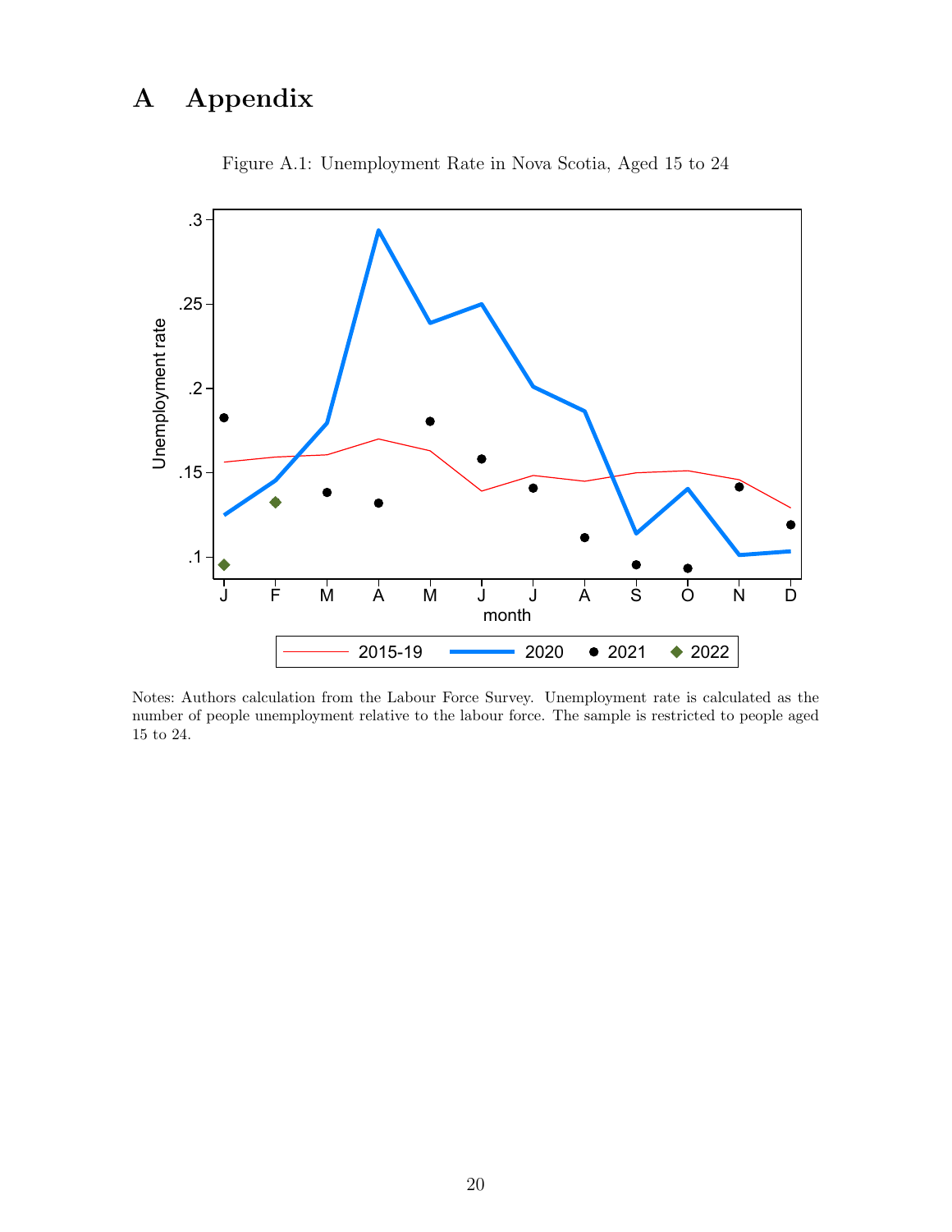# A Appendix

Figure A.1: Unemployment Rate in Nova Scotia, Aged 15 to 24

Notes: Authors calculation from the Labour Force Survey. Unemployment rate is calculated as the number of people unemployment relative to the labour force. The sample is restricted to people aged 15 to 24.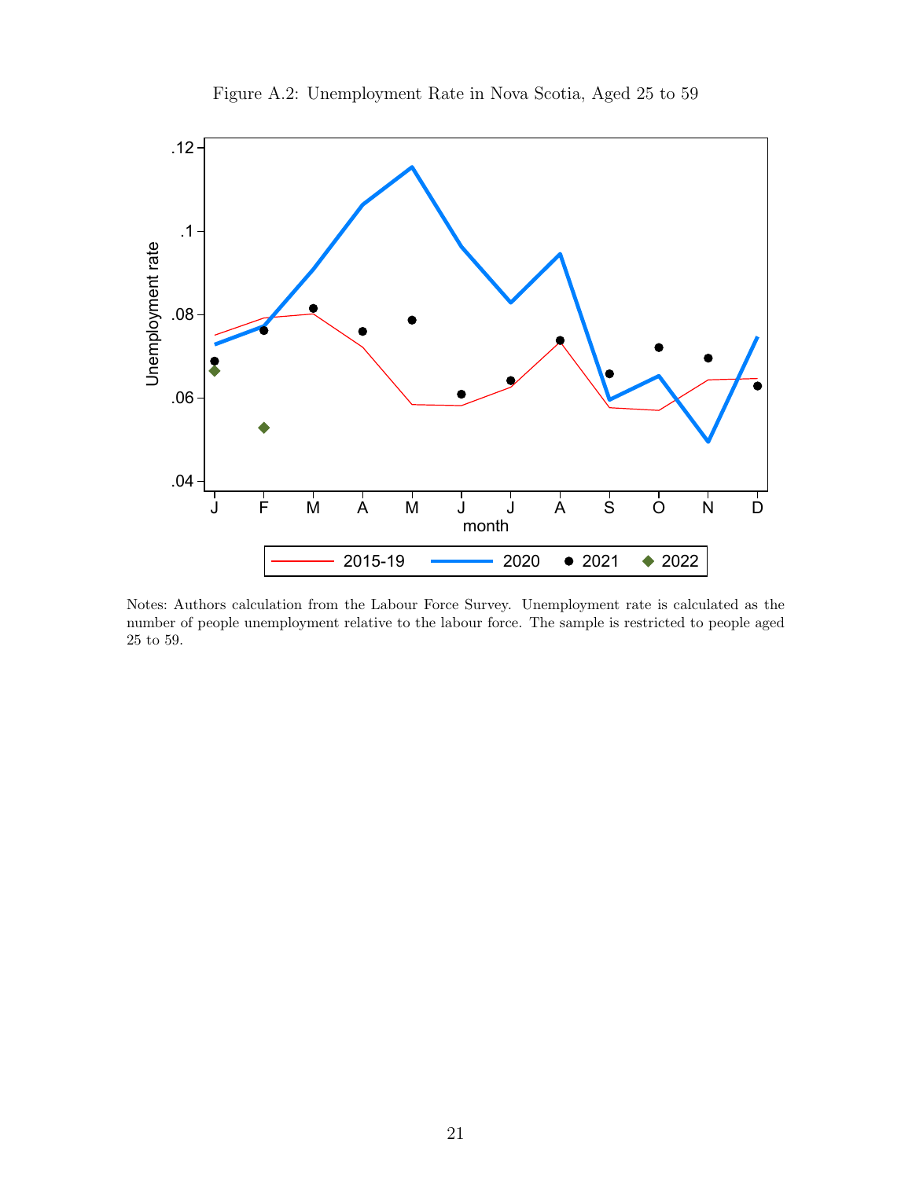Figure A.2: Unemployment Rate in Nova Scotia, Aged 25 to 59

Unemployment rate

.12

.1

.08

.06

.04

J F M A M J J A S O N D

month

2015-19 2020 2021 2022

Notes: Authors calculation from the Labour Force Survey. Unemployment rate is calculated as the number of people unemployment relative to the labour force. The sample is restricted to people aged 25 to 59.